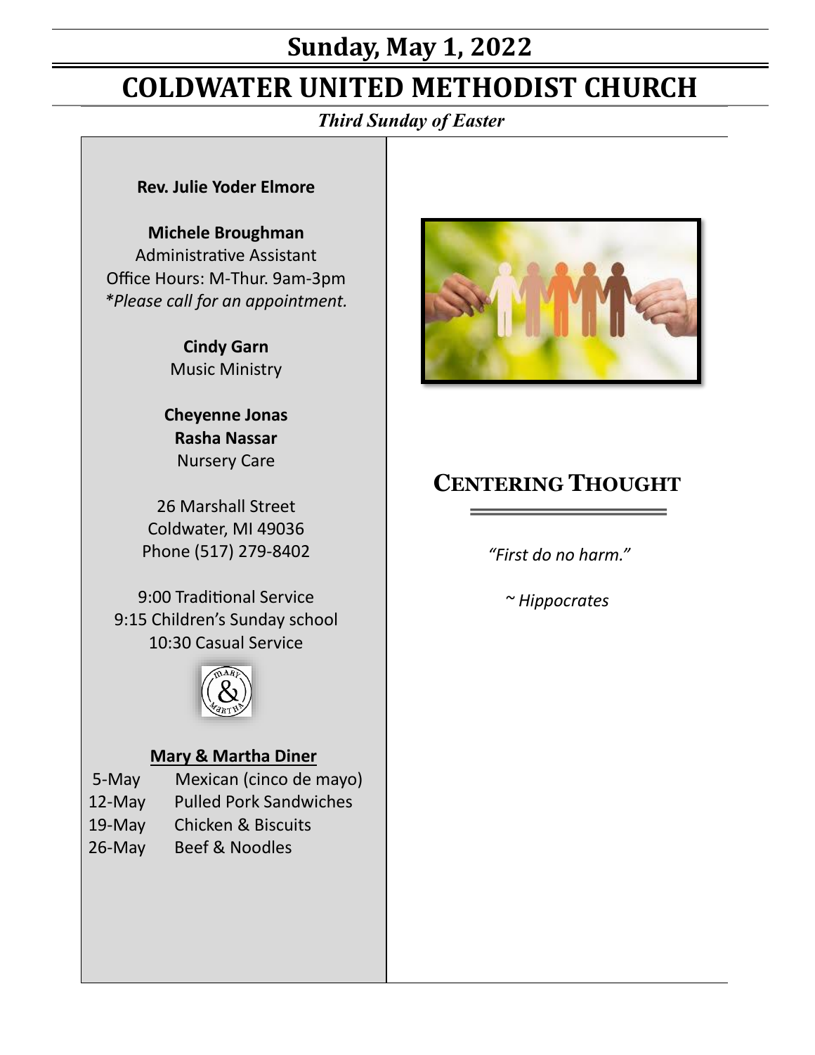# Sunday, May 1, 2022

# COLDWATER UNITED METHODIST CHURCH

*Third Sunday of Easter*

**Rev. Julie Yoder Elmore**

**Michele Broughman**
Administrative Assistant
Office Hours: M-Thur. 9am-3pm
*\*Please call for an appointment.*

**Cindy Garn**
Music Ministry

**Cheyenne Jonas**
**Rasha Nassar**
Nursery Care

26 Marshall Street
Coldwater, MI 49036
Phone (517) 279-8402

9:00 Traditional Service
9:15 Children's Sunday school
10:30 Casual Service

**Mary & Martha Diner**

| | |
|---|---|
| 5-May | Mexican (cinco de mayo) |
| 12-May | Pulled Pork Sandwiches |
| 19-May | Chicken & Biscuits |
| 26-May | Beef & Noodles |

## Centering Thought

*"First do no harm."*

*~ Hippocrates*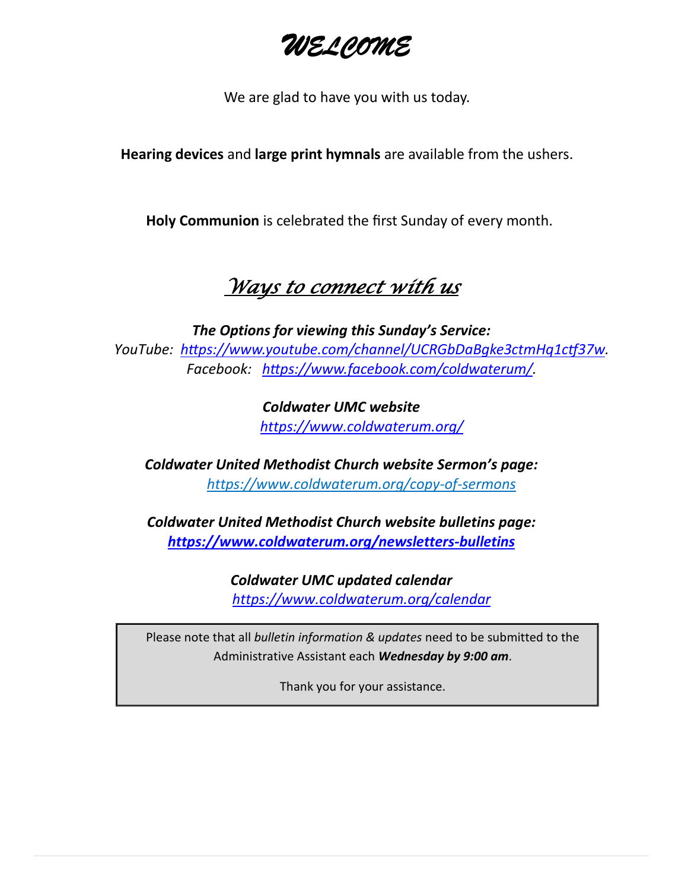# *WELCOME*

We are glad to have you with us today.

**Hearing devices** and **large print hymnals** are available from the ushers.

**Holy Communion** is celebrated the first Sunday of every month.

## *Ways to connect with us*

***The Options for viewing this Sunday's Service:***

*YouTube: https://www.youtube.com/channel/UCRGbDaBgke3ctmHq1ctf37w.*

*Facebook: https://www.facebook.com/coldwaterum/.*

***Coldwater UMC website***

*https://www.coldwaterum.org/*

***Coldwater United Methodist Church website Sermon's page:***

*https://www.coldwaterum.org/copy-of-sermons*

***Coldwater United Methodist Church website bulletins page:***

***https://www.coldwaterum.org/newsletters-bulletins***

***Coldwater UMC updated calendar***

*https://www.coldwaterum.org/calendar*

Please note that all *bulletin information & updates* need to be submitted to the Administrative Assistant each ***Wednesday by 9:00 am***.

Thank you for your assistance.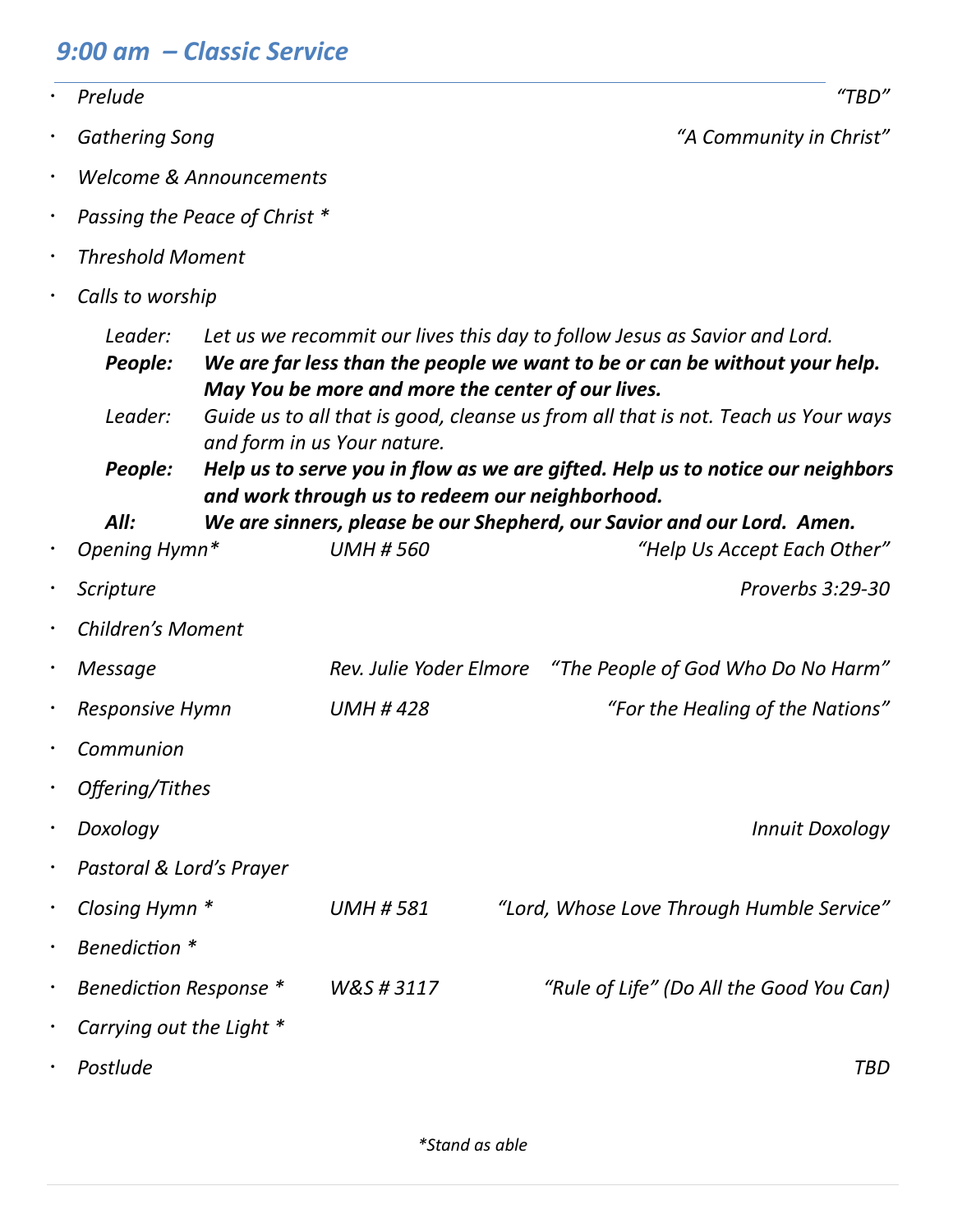## *9:00 am – Classic Service*

- *Prelude* — *"TBD"*
- *Gathering Song* — *"A Community in Christ"*
- *Welcome & Announcements*
- *Passing the Peace of Christ **
- *Threshold Moment*
- *Calls to worship*

  *Leader:* *Let us we recommit our lives this day to follow Jesus as Savior and Lord.*
  ***People:*** ***We are far less than the people we want to be or can be without your help. May You be more and more the center of our lives.***
  *Leader:* *Guide us to all that is good, cleanse us from all that is not. Teach us Your ways and form in us Your nature.*
  ***People:*** ***Help us to serve you in flow as we are gifted. Help us to notice our neighbors and work through us to redeem our neighborhood.***
  ***All:*** ***We are sinners, please be our Shepherd, our Savior and our Lord. Amen.***

- *Opening Hymn** — *UMH # 560* — *"Help Us Accept Each Other"*
- *Scripture* — *Proverbs 3:29-30*
- *Children's Moment*
- *Message* — *Rev. Julie Yoder Elmore* — *"The People of God Who Do No Harm"*
- *Responsive Hymn* — *UMH # 428* — *"For the Healing of the Nations"*
- *Communion*
- *Offering/Tithes*
- *Doxology* — *Innuit Doxology*
- *Pastoral & Lord's Prayer*
- *Closing Hymn ** — *UMH # 581* — *"Lord, Whose Love Through Humble Service"*
- *Benediction **
- *Benediction Response ** — *W&S # 3117* — *"Rule of Life" (Do All the Good You Can)*
- *Carrying out the Light **
- *Postlude* — *TBD*

**Stand as able*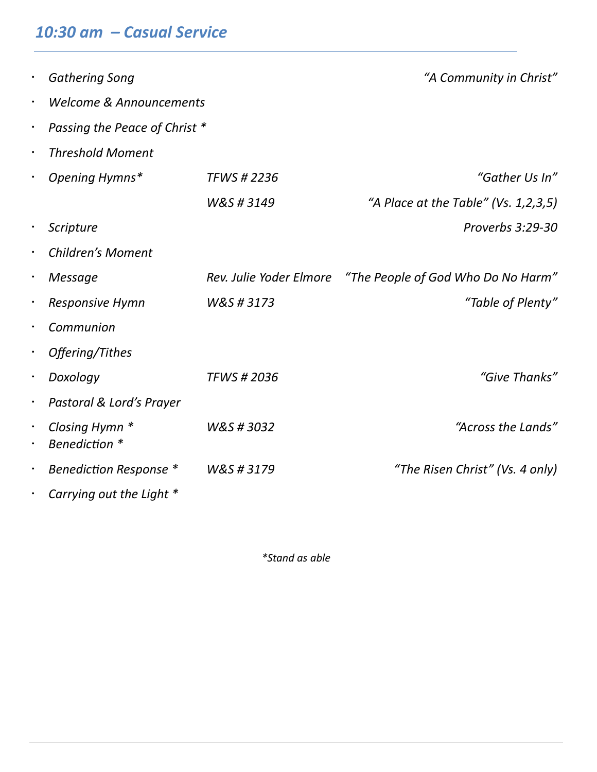## *10:30 am – Casual Service*

| | | |
|---|---|---|
| *Gathering Song* | | *"A Community in Christ"* |
| *Welcome & Announcements* | | |
| *Passing the Peace of Christ* * | | |
| *Threshold Moment* | | |
| *Opening Hymns** | *TFWS # 2236* | *"Gather Us In"* |
| | *W&S # 3149* | *"A Place at the Table" (Vs. 1,2,3,5)* |
| *Scripture* | | *Proverbs 3:29-30* |
| *Children's Moment* | | |
| *Message* | *Rev. Julie Yoder Elmore* | *"The People of God Who Do No Harm"* |
| *Responsive Hymn* | *W&S # 3173* | *"Table of Plenty"* |
| *Communion* | | |
| *Offering/Tithes* | | |
| *Doxology* | *TFWS # 2036* | *"Give Thanks"* |
| *Pastoral & Lord's Prayer* | | |
| *Closing Hymn* * | *W&S # 3032* | *"Across the Lands"* |
| *Benediction* * | | |
| *Benediction Response* * | *W&S # 3179* | *"The Risen Christ" (Vs. 4 only)* |
| *Carrying out the Light* * | | |

*\*Stand as able*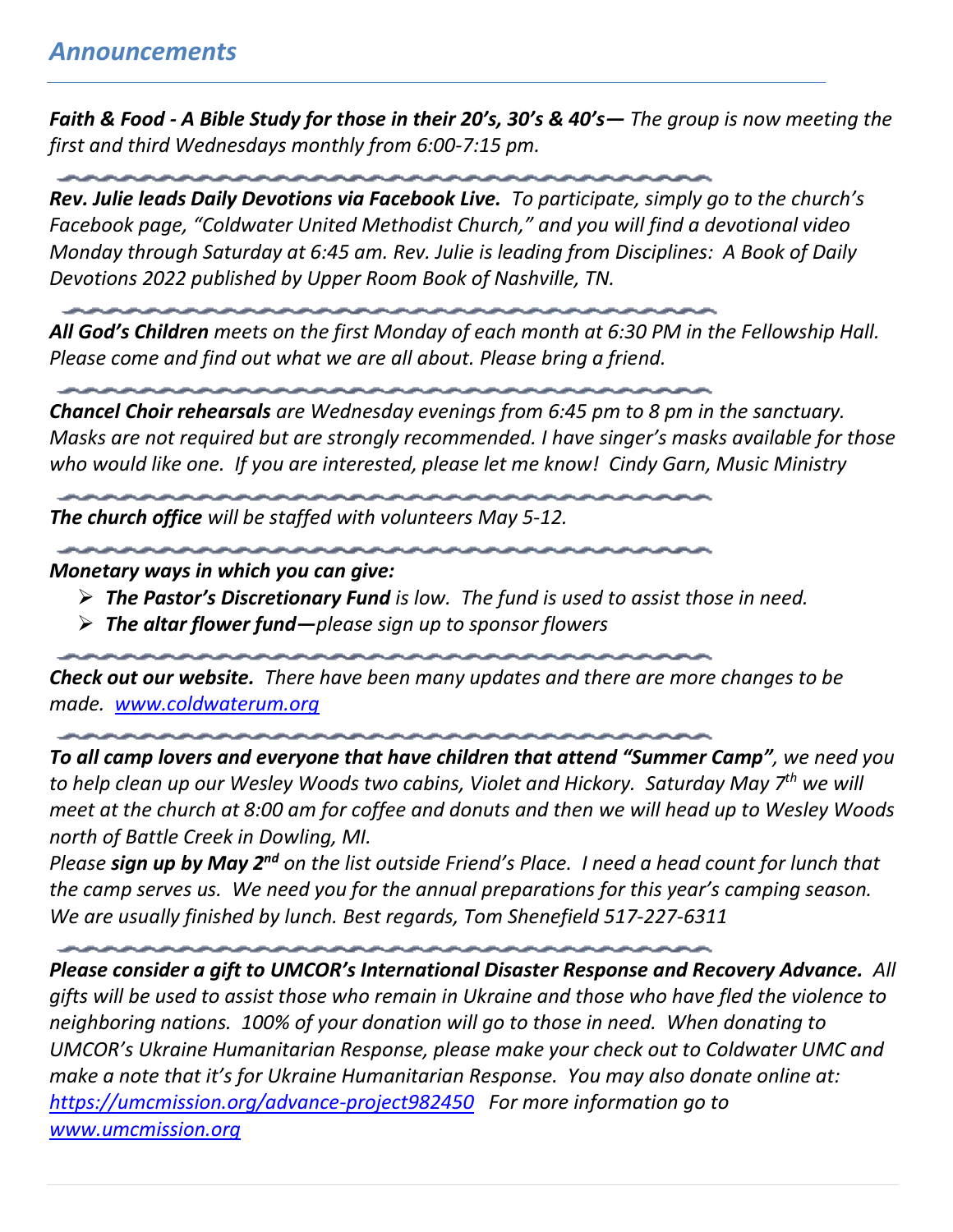## *Announcements*

***Faith & Food - A Bible Study for those in their 20's, 30's & 40's—*** *The group is now meeting the first and third Wednesdays monthly from 6:00-7:15 pm.*

---

***Rev. Julie leads Daily Devotions via Facebook Live.*** *To participate, simply go to the church's Facebook page, "Coldwater United Methodist Church," and you will find a devotional video Monday through Saturday at 6:45 am. Rev. Julie is leading from Disciplines: A Book of Daily Devotions 2022 published by Upper Room Book of Nashville, TN.*

---

***All God's Children*** *meets on the first Monday of each month at 6:30 PM in the Fellowship Hall. Please come and find out what we are all about. Please bring a friend.*

---

***Chancel Choir rehearsals*** *are Wednesday evenings from 6:45 pm to 8 pm in the sanctuary. Masks are not required but are strongly recommended. I have singer's masks available for those who would like one. If you are interested, please let me know! Cindy Garn, Music Ministry*

---

***The church office*** *will be staffed with volunteers May 5-12.*

---

***Monetary ways in which you can give:***

- ***The Pastor's Discretionary Fund*** *is low. The fund is used to assist those in need.*
- ***The altar flower fund****—please sign up to sponsor flowers*

---

***Check out our website.*** *There have been many updates and there are more changes to be made. [www.coldwaterum.org](http://www.coldwaterum.org)*

---

***To all camp lovers and everyone that have children that attend "Summer Camp",*** *we need you to help clean up our Wesley Woods two cabins, Violet and Hickory. Saturday May 7th we will meet at the church at 8:00 am for coffee and donuts and then we will head up to Wesley Woods north of Battle Creek in Dowling, MI.*

*Please **sign up by May 2nd** on the list outside Friend's Place. I need a head count for lunch that the camp serves us. We need you for the annual preparations for this year's camping season. We are usually finished by lunch. Best regards, Tom Shenefield 517-227-6311*

---

***Please consider a gift to UMCOR's International Disaster Response and Recovery Advance.*** *All gifts will be used to assist those who remain in Ukraine and those who have fled the violence to neighboring nations. 100% of your donation will go to those in need. When donating to UMCOR's Ukraine Humanitarian Response, please make your check out to Coldwater UMC and make a note that it's for Ukraine Humanitarian Response. You may also donate online at: [https://umcmission.org/advance-project982450](https://umcmission.org/advance-project982450) For more information go to [www.umcmission.org](http://www.umcmission.org)*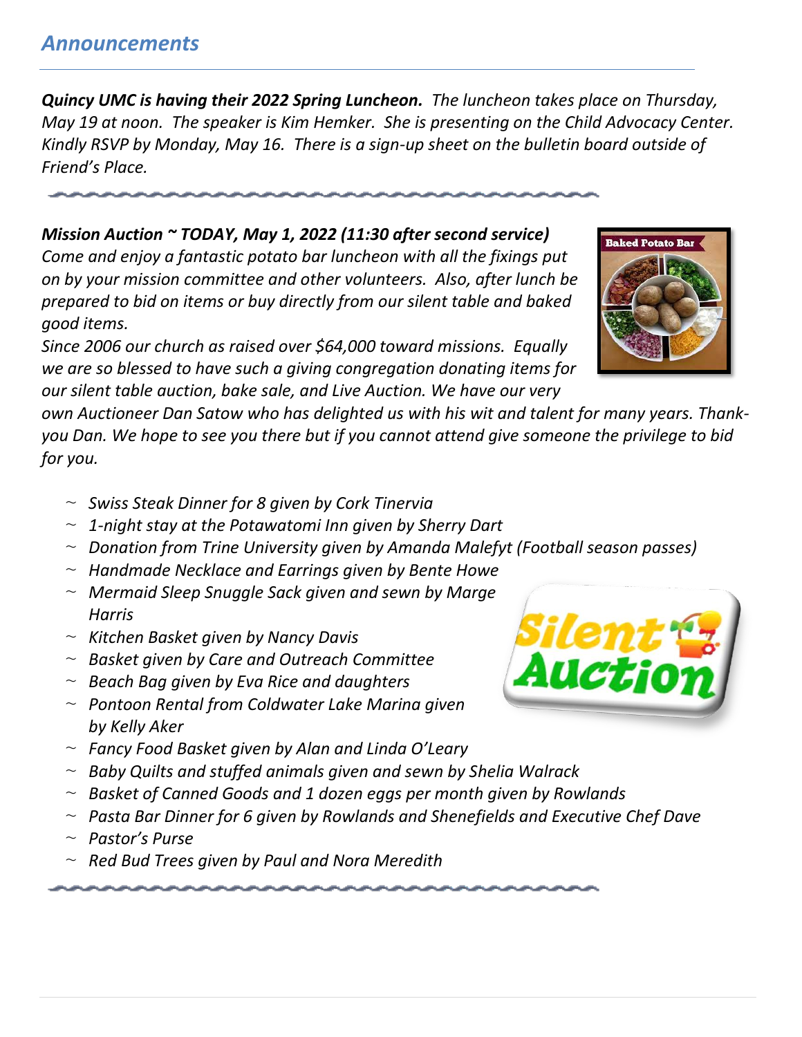## *Announcements*

***Quincy UMC is having their 2022 Spring Luncheon.*** *The luncheon takes place on Thursday, May 19 at noon. The speaker is Kim Hemker. She is presenting on the Child Advocacy Center. Kindly RSVP by Monday, May 16. There is a sign-up sheet on the bulletin board outside of Friend's Place.*

***Mission Auction ~ TODAY, May 1, 2022 (11:30 after second service)***

*Come and enjoy a fantastic potato bar luncheon with all the fixings put on by your mission committee and other volunteers. Also, after lunch be prepared to bid on items or buy directly from our silent table and baked good items.*

*Since 2006 our church as raised over $64,000 toward missions. Equally we are so blessed to have such a giving congregation donating items for our silent table auction, bake sale, and Live Auction. We have our very own Auctioneer Dan Satow who has delighted us with his wit and talent for many years. Thank-you Dan. We hope to see you there but if you cannot attend give someone the privilege to bid for you.*

- ~ *Swiss Steak Dinner for 8 given by Cork Tinervia*
- ~ *1-night stay at the Potawatomi Inn given by Sherry Dart*
- ~ *Donation from Trine University given by Amanda Malefyt (Football season passes)*
- ~ *Handmade Necklace and Earrings given by Bente Howe*
- ~ *Mermaid Sleep Snuggle Sack given and sewn by Marge Harris*
- ~ *Kitchen Basket given by Nancy Davis*
- ~ *Basket given by Care and Outreach Committee*
- ~ *Beach Bag given by Eva Rice and daughters*
- ~ *Pontoon Rental from Coldwater Lake Marina given by Kelly Aker*
- ~ *Fancy Food Basket given by Alan and Linda O'Leary*
- ~ *Baby Quilts and stuffed animals given and sewn by Shelia Walrack*
- ~ *Basket of Canned Goods and 1 dozen eggs per month given by Rowlands*
- ~ *Pasta Bar Dinner for 6 given by Rowlands and Shenefields and Executive Chef Dave*
- ~ *Pastor's Purse*
- ~ *Red Bud Trees given by Paul and Nora Meredith*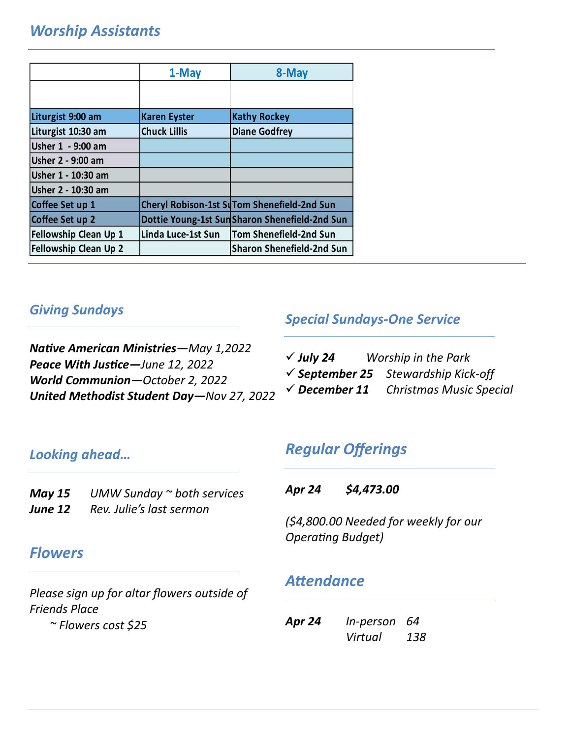## *Worship Assistants*

| | 1-May | 8-May |
|---|---|---|
| | | |
| Liturgist 9:00 am | Karen Eyster | Kathy Rockey |
| Liturgist 10:30 am | Chuck Lillis | Diane Godfrey |
| Usher 1 - 9:00 am | | |
| Usher 2 - 9:00 am | | |
| Usher 1 - 10:30 am | | |
| Usher 2 - 10:30 am | | |
| Coffee Set up 1 | Cheryl Robison-1st Su | Tom Shenefield-2nd Sun |
| Coffee Set up 2 | Dottie Young-1st Sun | Sharon Shenefield-2nd Sun |
| Fellowship Clean Up 1 | Linda Luce-1st Sun | Tom Shenefield-2nd Sun |
| Fellowship Clean Up 2 | | Sharon Shenefield-2nd Sun |

## *Giving Sundays*

***Native American Ministries***—*May 1,2022*
***Peace With Justice***—*June 12, 2022*
***World Communion***—*October 2, 2022*
***United Methodist Student Day***—*Nov 27, 2022*

## *Special Sundays-One Service*

- ✓ ***July 24*** *Worship in the Park*
- ✓ ***September 25*** *Stewardship Kick-off*
- ✓ ***December 11*** *Christmas Music Special*

## *Looking ahead…*

***May 15*** *UMW Sunday ~ both services*
***June 12*** *Rev. Julie's last sermon*

## *Regular Offerings*

***Apr 24*** ***$4,473.00***

*($4,800.00 Needed for weekly for our Operating Budget)*

## *Flowers*

*Please sign up for altar flowers outside of Friends Place*
*~ Flowers cost $25*

## *Attendance*

***Apr 24*** *In-person* *64*
*Virtual* *138*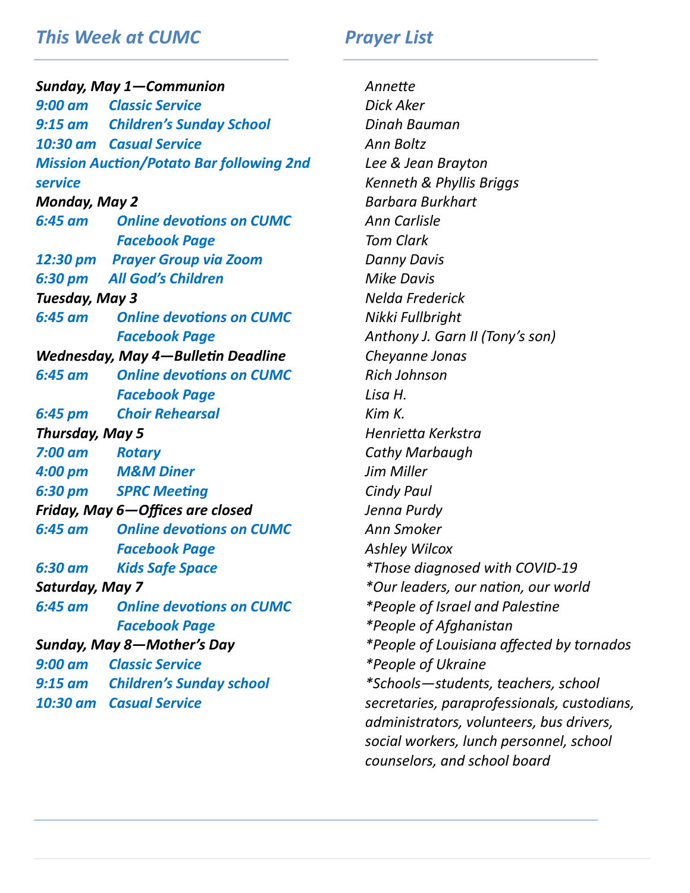## *This Week at CUMC*

***Sunday, May 1—Communion***

*9:00 am Classic Service*
*9:15 am Children's Sunday School*
*10:30 am Casual Service*
*Mission Auction/Potato Bar following 2nd service*

***Monday, May 2***

*6:45 am Online devotions on CUMC Facebook Page*
*12:30 pm Prayer Group via Zoom*
*6:30 pm All God's Children*

***Tuesday, May 3***

*6:45 am Online devotions on CUMC Facebook Page*

***Wednesday, May 4—Bulletin Deadline***

*6:45 am Online devotions on CUMC Facebook Page*
*6:45 pm Choir Rehearsal*

***Thursday, May 5***

*7:00 am Rotary*
*4:00 pm M&M Diner*
*6:30 pm SPRC Meeting*

***Friday, May 6—Offices are closed***

*6:45 am Online devotions on CUMC Facebook Page*
*6:30 am Kids Safe Space*

***Saturday, May 7***

*6:45 am Online devotions on CUMC Facebook Page*

***Sunday, May 8—Mother's Day***

*9:00 am Classic Service*
*9:15 am Children's Sunday school*
*10:30 am Casual Service*

## *Prayer List*

*Annette*
*Dick Aker*
*Dinah Bauman*
*Ann Boltz*
*Lee & Jean Brayton*
*Kenneth & Phyllis Briggs*
*Barbara Burkhart*
*Ann Carlisle*
*Tom Clark*
*Danny Davis*
*Mike Davis*
*Nelda Frederick*
*Nikki Fullbright*
*Anthony J. Garn II (Tony's son)*
*Cheyanne Jonas*
*Rich Johnson*
*Lisa H.*
*Kim K.*
*Henrietta Kerkstra*
*Cathy Marbaugh*
*Jim Miller*
*Cindy Paul*
*Jenna Purdy*
*Ann Smoker*
*Ashley Wilcox*
*\*Those diagnosed with COVID-19*
*\*Our leaders, our nation, our world*
*\*People of Israel and Palestine*
*\*People of Afghanistan*
*\*People of Louisiana affected by tornados*
*\*People of Ukraine*
*\*Schools—students, teachers, school secretaries, paraprofessionals, custodians, administrators, volunteers, bus drivers, social workers, lunch personnel, school counselors, and school board*